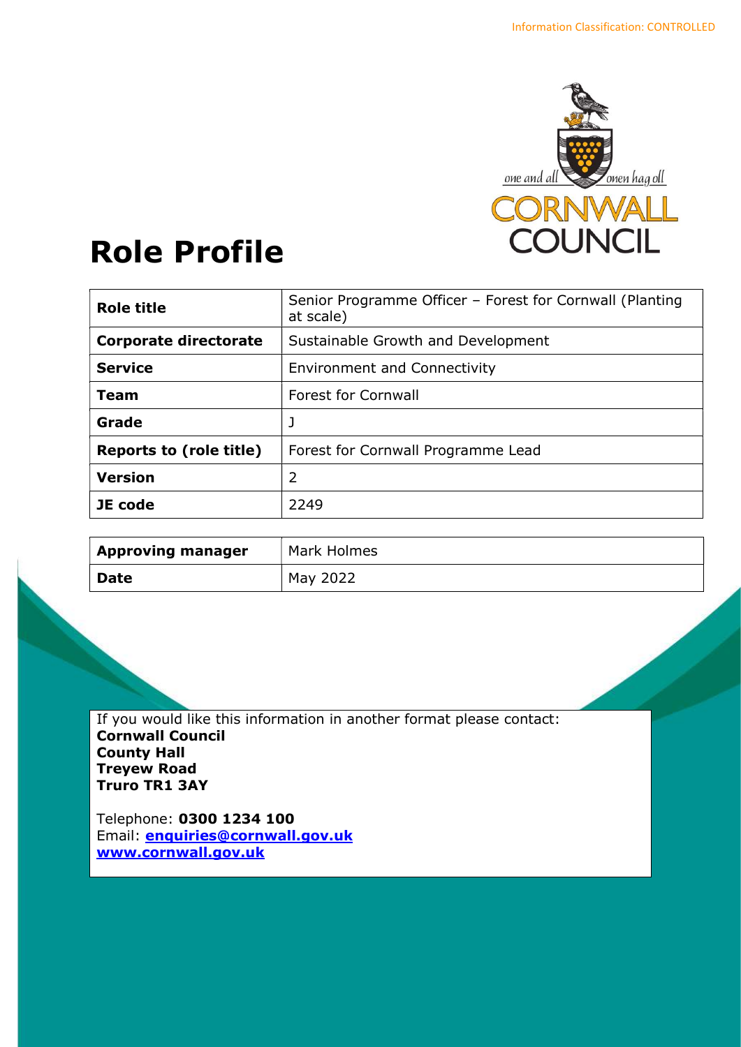Information Classification: CONTROLLED

# Role Profile

| | |
|---|---|
| **Role title** | Senior Programme Officer – Forest for Cornwall (Planting at scale) |
| **Corporate directorate** | Sustainable Growth and Development |
| **Service** | Environment and Connectivity |
| **Team** | Forest for Cornwall |
| **Grade** | J |
| **Reports to (role title)** | Forest for Cornwall Programme Lead |
| **Version** | 2 |
| **JE code** | 2249 |

| | |
|---|---|
| **Approving manager** | Mark Holmes |
| **Date** | May 2022 |

If you would like this information in another format please contact:
**Cornwall Council**
**County Hall**
**Treyew Road**
**Truro TR1 3AY**

Telephone: **0300 1234 100**
Email: **enquiries@cornwall.gov.uk**
**www.cornwall.gov.uk**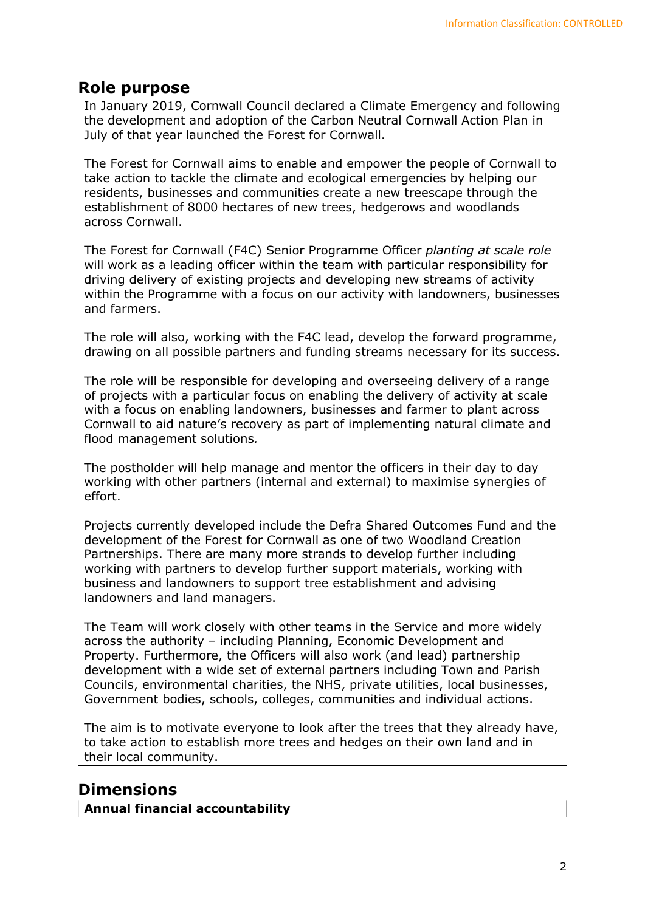## Role purpose

In January 2019, Cornwall Council declared a Climate Emergency and following the development and adoption of the Carbon Neutral Cornwall Action Plan in July of that year launched the Forest for Cornwall.

The Forest for Cornwall aims to enable and empower the people of Cornwall to take action to tackle the climate and ecological emergencies by helping our residents, businesses and communities create a new treescape through the establishment of 8000 hectares of new trees, hedgerows and woodlands across Cornwall.

The Forest for Cornwall (F4C) Senior Programme Officer *planting at scale role* will work as a leading officer within the team with particular responsibility for driving delivery of existing projects and developing new streams of activity within the Programme with a focus on our activity with landowners, businesses and farmers.

The role will also, working with the F4C lead, develop the forward programme, drawing on all possible partners and funding streams necessary for its success.

The role will be responsible for developing and overseeing delivery of a range of projects with a particular focus on enabling the delivery of activity at scale with a focus on enabling landowners, businesses and farmer to plant across Cornwall to aid nature's recovery as part of implementing natural climate and flood management solutions*.*

The postholder will help manage and mentor the officers in their day to day working with other partners (internal and external) to maximise synergies of effort.

Projects currently developed include the Defra Shared Outcomes Fund and the development of the Forest for Cornwall as one of two Woodland Creation Partnerships. There are many more strands to develop further including working with partners to develop further support materials, working with business and landowners to support tree establishment and advising landowners and land managers.

The Team will work closely with other teams in the Service and more widely across the authority – including Planning, Economic Development and Property. Furthermore, the Officers will also work (and lead) partnership development with a wide set of external partners including Town and Parish Councils, environmental charities, the NHS, private utilities, local businesses, Government bodies, schools, colleges, communities and individual actions.

The aim is to motivate everyone to look after the trees that they already have, to take action to establish more trees and hedges on their own land and in their local community.

## Dimensions

| **Annual financial accountability** |
| --- |
| |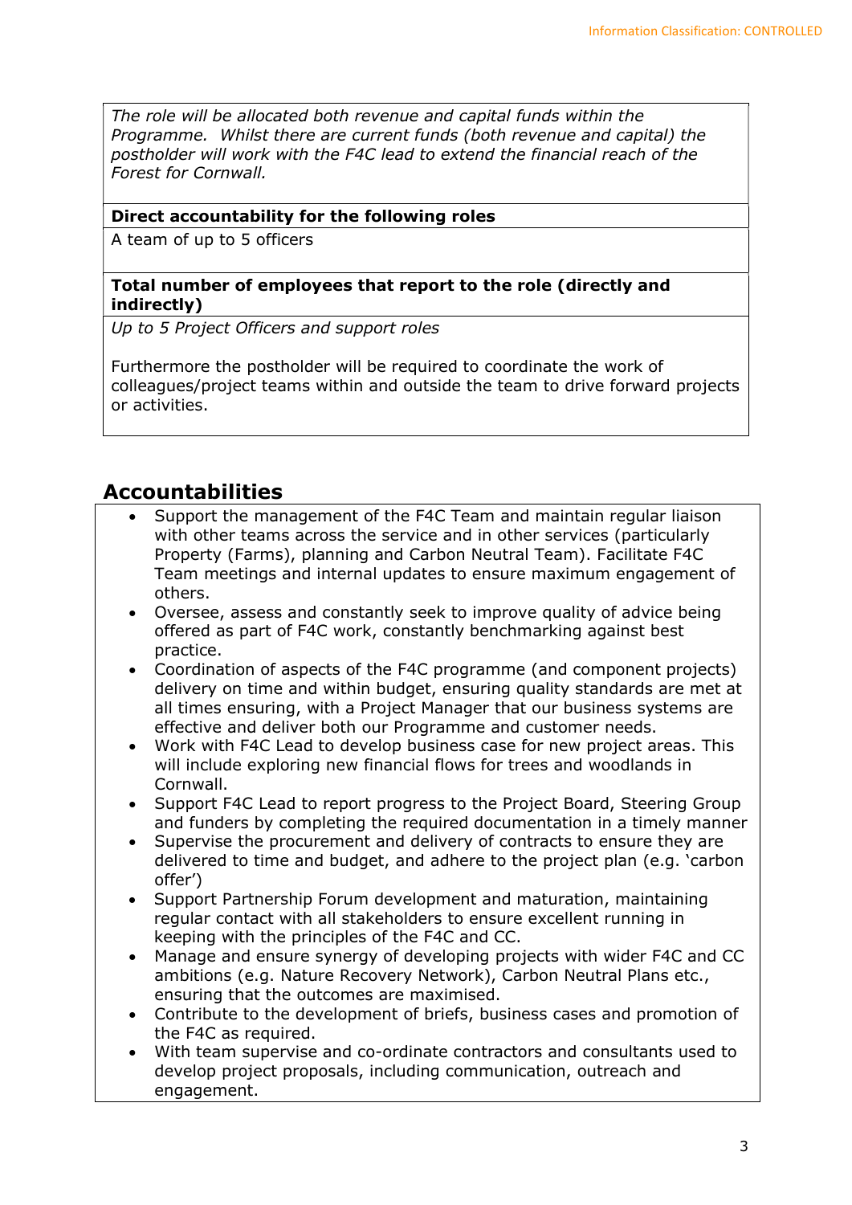*The role will be allocated both revenue and capital funds within the Programme. Whilst there are current funds (both revenue and capital) the postholder will work with the F4C lead to extend the financial reach of the Forest for Cornwall.*

**Direct accountability for the following roles**

A team of up to 5 officers

**Total number of employees that report to the role (directly and indirectly)**

*Up to 5 Project Officers and support roles*

Furthermore the postholder will be required to coordinate the work of colleagues/project teams within and outside the team to drive forward projects or activities.

## Accountabilities

- Support the management of the F4C Team and maintain regular liaison with other teams across the service and in other services (particularly Property (Farms), planning and Carbon Neutral Team). Facilitate F4C Team meetings and internal updates to ensure maximum engagement of others.
- Oversee, assess and constantly seek to improve quality of advice being offered as part of F4C work, constantly benchmarking against best practice.
- Coordination of aspects of the F4C programme (and component projects) delivery on time and within budget, ensuring quality standards are met at all times ensuring, with a Project Manager that our business systems are effective and deliver both our Programme and customer needs.
- Work with F4C Lead to develop business case for new project areas. This will include exploring new financial flows for trees and woodlands in Cornwall.
- Support F4C Lead to report progress to the Project Board, Steering Group and funders by completing the required documentation in a timely manner
- Supervise the procurement and delivery of contracts to ensure they are delivered to time and budget, and adhere to the project plan (e.g. 'carbon offer')
- Support Partnership Forum development and maturation, maintaining regular contact with all stakeholders to ensure excellent running in keeping with the principles of the F4C and CC.
- Manage and ensure synergy of developing projects with wider F4C and CC ambitions (e.g. Nature Recovery Network), Carbon Neutral Plans etc., ensuring that the outcomes are maximised.
- Contribute to the development of briefs, business cases and promotion of the F4C as required.
- With team supervise and co-ordinate contractors and consultants used to develop project proposals, including communication, outreach and engagement.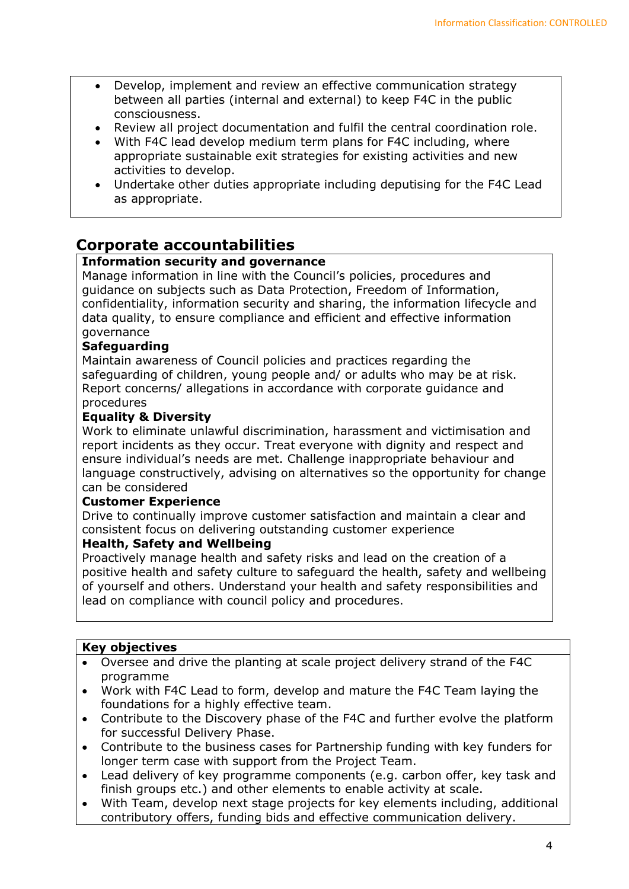- Develop, implement and review an effective communication strategy between all parties (internal and external) to keep F4C in the public consciousness.
- Review all project documentation and fulfil the central coordination role.
- With F4C lead develop medium term plans for F4C including, where appropriate sustainable exit strategies for existing activities and new activities to develop.
- Undertake other duties appropriate including deputising for the F4C Lead as appropriate.

## Corporate accountabilities

**Information security and governance**
Manage information in line with the Council's policies, procedures and guidance on subjects such as Data Protection, Freedom of Information, confidentiality, information security and sharing, the information lifecycle and data quality, to ensure compliance and efficient and effective information governance

**Safeguarding**
Maintain awareness of Council policies and practices regarding the safeguarding of children, young people and/ or adults who may be at risk. Report concerns/ allegations in accordance with corporate guidance and procedures

**Equality & Diversity**
Work to eliminate unlawful discrimination, harassment and victimisation and report incidents as they occur. Treat everyone with dignity and respect and ensure individual's needs are met. Challenge inappropriate behaviour and language constructively, advising on alternatives so the opportunity for change can be considered

**Customer Experience**
Drive to continually improve customer satisfaction and maintain a clear and consistent focus on delivering outstanding customer experience

**Health, Safety and Wellbeing**
Proactively manage health and safety risks and lead on the creation of a positive health and safety culture to safeguard the health, safety and wellbeing of yourself and others. Understand your health and safety responsibilities and lead on compliance with council policy and procedures.

**Key objectives**

- Oversee and drive the planting at scale project delivery strand of the F4C programme
- Work with F4C Lead to form, develop and mature the F4C Team laying the foundations for a highly effective team.
- Contribute to the Discovery phase of the F4C and further evolve the platform for successful Delivery Phase.
- Contribute to the business cases for Partnership funding with key funders for longer term case with support from the Project Team.
- Lead delivery of key programme components (e.g. carbon offer, key task and finish groups etc.) and other elements to enable activity at scale.
- With Team, develop next stage projects for key elements including, additional contributory offers, funding bids and effective communication delivery.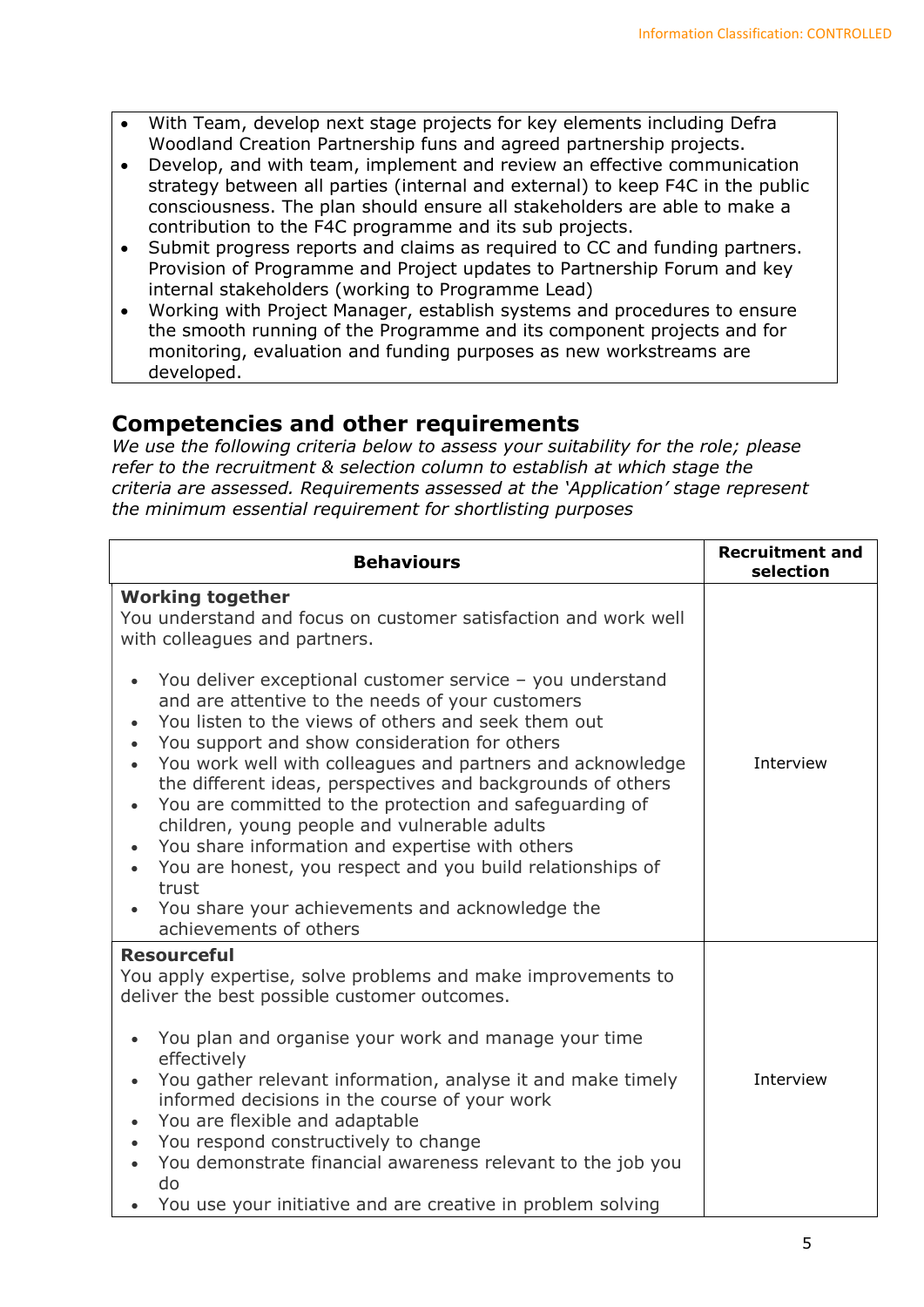- With Team, develop next stage projects for key elements including Defra Woodland Creation Partnership funs and agreed partnership projects.
- Develop, and with team, implement and review an effective communication strategy between all parties (internal and external) to keep F4C in the public consciousness. The plan should ensure all stakeholders are able to make a contribution to the F4C programme and its sub projects.
- Submit progress reports and claims as required to CC and funding partners. Provision of Programme and Project updates to Partnership Forum and key internal stakeholders (working to Programme Lead)
- Working with Project Manager, establish systems and procedures to ensure the smooth running of the Programme and its component projects and for monitoring, evaluation and funding purposes as new workstreams are developed.

## Competencies and other requirements

*We use the following criteria below to assess your suitability for the role; please refer to the recruitment & selection column to establish at which stage the criteria are assessed. Requirements assessed at the 'Application' stage represent the minimum essential requirement for shortlisting purposes*

| Behaviours | Recruitment and selection |
|---|---|
| **Working together**<br>You understand and focus on customer satisfaction and work well with colleagues and partners.<br><br>• You deliver exceptional customer service – you understand and are attentive to the needs of your customers<br>• You listen to the views of others and seek them out<br>• You support and show consideration for others<br>• You work well with colleagues and partners and acknowledge the different ideas, perspectives and backgrounds of others<br>• You are committed to the protection and safeguarding of children, young people and vulnerable adults<br>• You share information and expertise with others<br>• You are honest, you respect and you build relationships of trust<br>• You share your achievements and acknowledge the achievements of others | Interview |
| **Resourceful**<br>You apply expertise, solve problems and make improvements to deliver the best possible customer outcomes.<br><br>• You plan and organise your work and manage your time effectively<br>• You gather relevant information, analyse it and make timely informed decisions in the course of your work<br>• You are flexible and adaptable<br>• You respond constructively to change<br>• You demonstrate financial awareness relevant to the job you do<br>• You use your initiative and are creative in problem solving | Interview |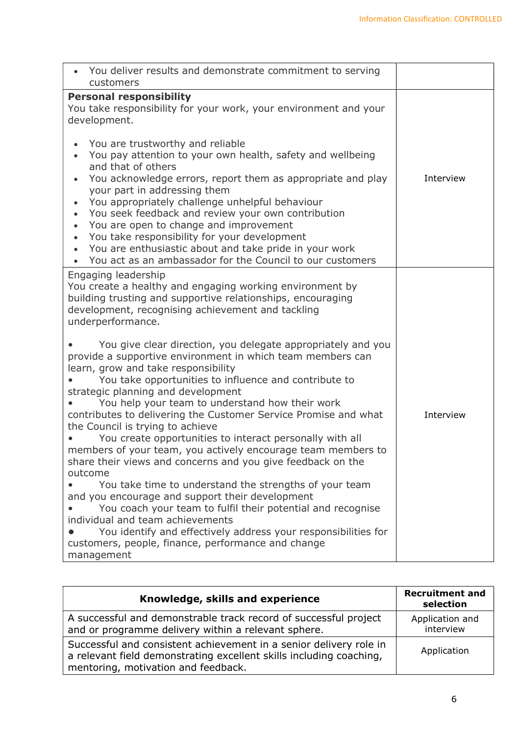| | |
|---|---|
| • You deliver results and demonstrate commitment to serving customers | |
| **Personal responsibility**<br>You take responsibility for your work, your environment and your development.<br><br>• You are trustworthy and reliable<br>• You pay attention to your own health, safety and wellbeing and that of others<br>• You acknowledge errors, report them as appropriate and play your part in addressing them<br>• You appropriately challenge unhelpful behaviour<br>• You seek feedback and review your own contribution<br>• You are open to change and improvement<br>• You take responsibility for your development<br>• You are enthusiastic about and take pride in your work<br>• You act as an ambassador for the Council to our customers | Interview |
| Engaging leadership<br>You create a healthy and engaging working environment by building trusting and supportive relationships, encouraging development, recognising achievement and tackling underperformance.<br><br>• You give clear direction, you delegate appropriately and you provide a supportive environment in which team members can learn, grow and take responsibility<br>• You take opportunities to influence and contribute to strategic planning and development<br>• You help your team to understand how their work contributes to delivering the Customer Service Promise and what the Council is trying to achieve<br>• You create opportunities to interact personally with all members of your team, you actively encourage team members to share their views and concerns and you give feedback on the outcome<br>• You take time to understand the strengths of your team and you encourage and support their development<br>• You coach your team to fulfil their potential and recognise individual and team achievements<br>• You identify and effectively address your responsibilities for customers, people, finance, performance and change management | Interview |

| Knowledge, skills and experience | Recruitment and selection |
|---|---|
| A successful and demonstrable track record of successful project and or programme delivery within a relevant sphere. | Application and interview |
| Successful and consistent achievement in a senior delivery role in a relevant field demonstrating excellent skills including coaching, mentoring, motivation and feedback. | Application |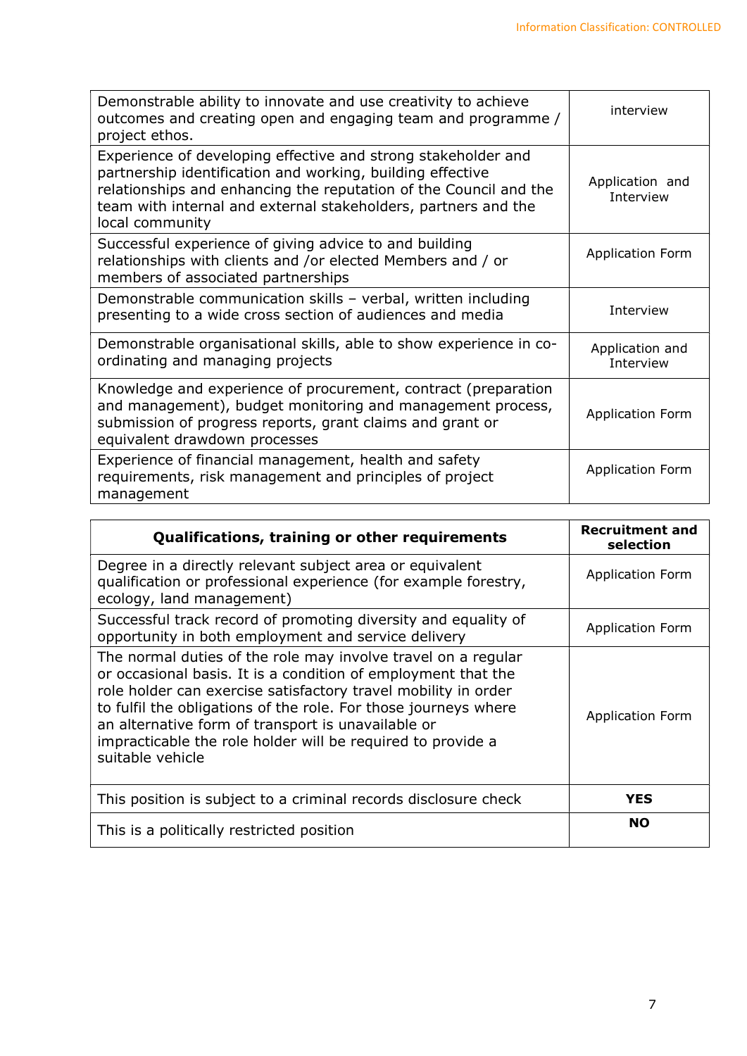| | |
|---|---|
| Demonstrable ability to innovate and use creativity to achieve outcomes and creating open and engaging team and programme / project ethos. | interview |
| Experience of developing effective and strong stakeholder and partnership identification and working, building effective relationships and enhancing the reputation of the Council and the team with internal and external stakeholders, partners and the local community | Application and Interview |
| Successful experience of giving advice to and building relationships with clients and /or elected Members and / or members of associated partnerships | Application Form |
| Demonstrable communication skills – verbal, written including presenting to a wide cross section of audiences and media | Interview |
| Demonstrable organisational skills, able to show experience in co-ordinating and managing projects | Application and Interview |
| Knowledge and experience of procurement, contract (preparation and management), budget monitoring and management process, submission of progress reports, grant claims and grant or equivalent drawdown processes | Application Form |
| Experience of financial management, health and safety requirements, risk management and principles of project management | Application Form |

| Qualifications, training or other requirements | Recruitment and selection |
|---|---|
| Degree in a directly relevant subject area or equivalent qualification or professional experience (for example forestry, ecology, land management) | Application Form |
| Successful track record of promoting diversity and equality of opportunity in both employment and service delivery | Application Form |
| The normal duties of the role may involve travel on a regular or occasional basis. It is a condition of employment that the role holder can exercise satisfactory travel mobility in order to fulfil the obligations of the role. For those journeys where an alternative form of transport is unavailable or impracticable the role holder will be required to provide a suitable vehicle | Application Form |
| This position is subject to a criminal records disclosure check | **YES** |
| This is a politically restricted position | **NO** |